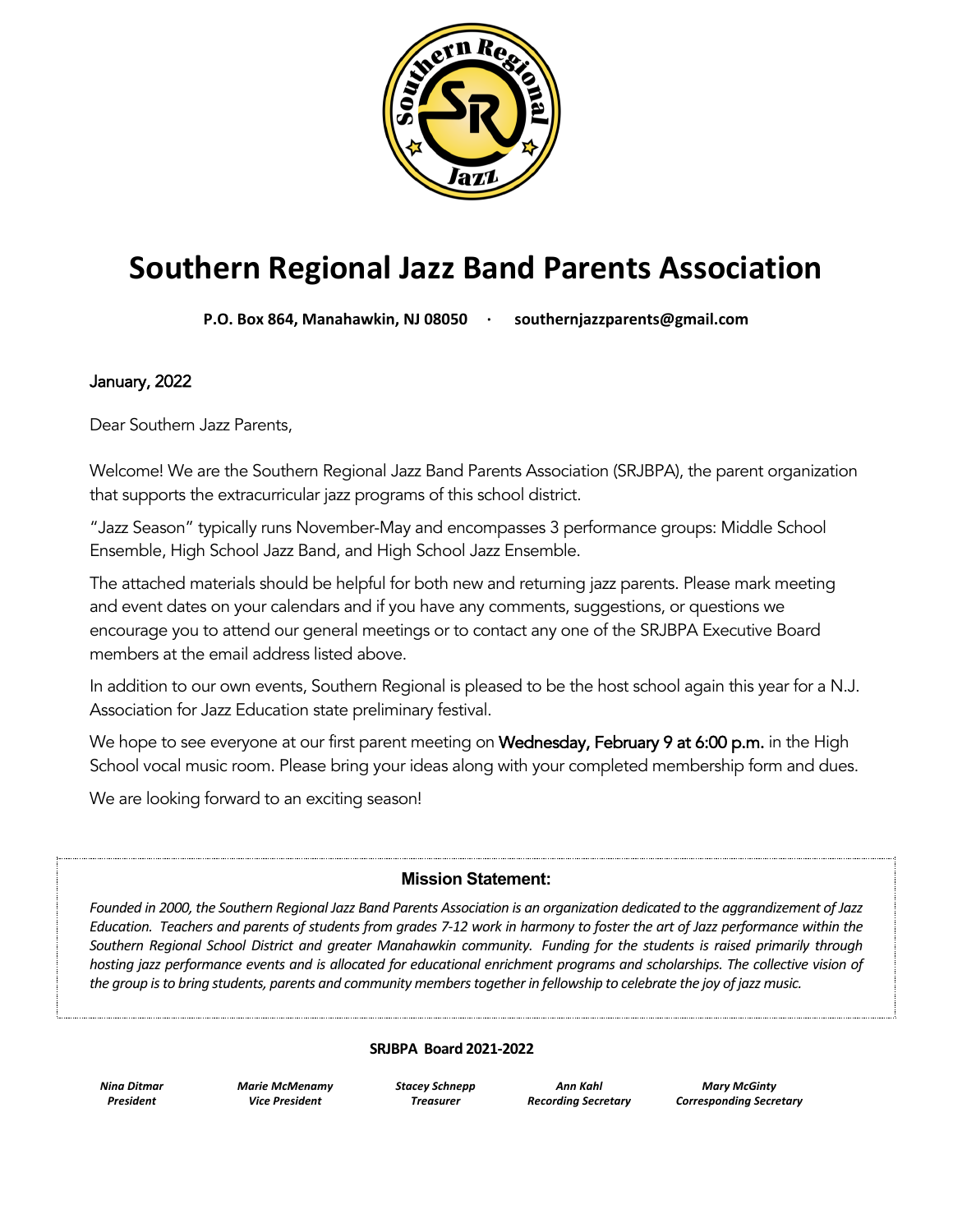# Southern Regional Jazz Band Parents Association

**P.O. Box 864, Manahawkin, NJ 08050 · southernjazzparents@gmail.com**

January, 2022

Dear Southern Jazz Parents,

Welcome! We are the Southern Regional Jazz Band Parents Association (SRJBPA), the parent organization that supports the extracurricular jazz programs of this school district.

"Jazz Season" typically runs November-May and encompasses 3 performance groups: Middle School Ensemble, High School Jazz Band, and High School Jazz Ensemble.

The attached materials should be helpful for both new and returning jazz parents. Please mark meeting and event dates on your calendars and if you have any comments, suggestions, or questions we encourage you to attend our general meetings or to contact any one of the SRJBPA Executive Board members at the email address listed above.

In addition to our own events, Southern Regional is pleased to be the host school again this year for a N.J. Association for Jazz Education state preliminary festival.

We hope to see everyone at our first parent meeting on **Wednesday, February 9 at 6:00 p.m.** in the High School vocal music room. Please bring your ideas along with your completed membership form and dues.

We are looking forward to an exciting season!

### Mission Statement:

*Founded in 2000, the Southern Regional Jazz Band Parents Association is an organization dedicated to the aggrandizement of Jazz Education. Teachers and parents of students from grades 7-12 work in harmony to foster the art of Jazz performance within the Southern Regional School District and greater Manahawkin community. Funding for the students is raised primarily through hosting jazz performance events and is allocated for educational enrichment programs and scholarships. The collective vision of the group is to bring students, parents and community members together in fellowship to celebrate the joy of jazz music.*

**SRJBPA Board 2021-2022**

| ***Nina Ditmar*** | ***Marie McMenamy*** | ***Stacey Schnepp*** | ***Ann Kahl*** | ***Mary McGinty*** |
|---|---|---|---|---|
| ***President*** | ***Vice President*** | ***Treasurer*** | ***Recording Secretary*** | ***Corresponding Secretary*** |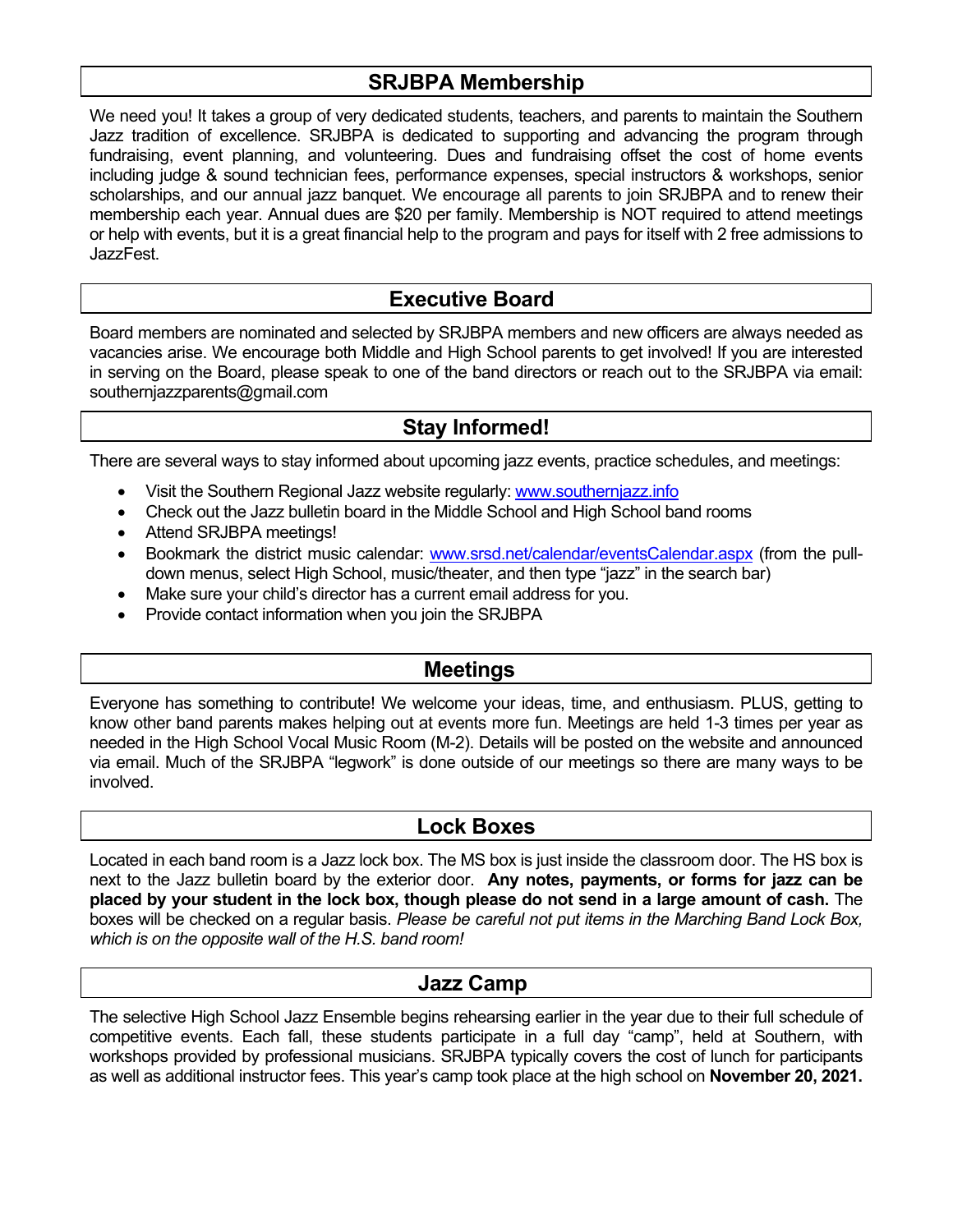## SRJBPA Membership

We need you! It takes a group of very dedicated students, teachers, and parents to maintain the Southern Jazz tradition of excellence. SRJBPA is dedicated to supporting and advancing the program through fundraising, event planning, and volunteering. Dues and fundraising offset the cost of home events including judge & sound technician fees, performance expenses, special instructors & workshops, senior scholarships, and our annual jazz banquet. We encourage all parents to join SRJBPA and to renew their membership each year. Annual dues are $20 per family. Membership is NOT required to attend meetings or help with events, but it is a great financial help to the program and pays for itself with 2 free admissions to JazzFest.

## Executive Board

Board members are nominated and selected by SRJBPA members and new officers are always needed as vacancies arise. We encourage both Middle and High School parents to get involved! If you are interested in serving on the Board, please speak to one of the band directors or reach out to the SRJBPA via email: southernjazzparents@gmail.com

## Stay Informed!

There are several ways to stay informed about upcoming jazz events, practice schedules, and meetings:

- Visit the Southern Regional Jazz website regularly: [www.southernjazz.info](http://www.southernjazz.info)
- Check out the Jazz bulletin board in the Middle School and High School band rooms
- Attend SRJBPA meetings!
- Bookmark the district music calendar: [www.srsd.net/calendar/eventsCalendar.aspx](http://www.srsd.net/calendar/eventsCalendar.aspx) (from the pull-down menus, select High School, music/theater, and then type "jazz" in the search bar)
- Make sure your child's director has a current email address for you.
- Provide contact information when you join the SRJBPA

## Meetings

Everyone has something to contribute! We welcome your ideas, time, and enthusiasm. PLUS, getting to know other band parents makes helping out at events more fun. Meetings are held 1-3 times per year as needed in the High School Vocal Music Room (M-2). Details will be posted on the website and announced via email. Much of the SRJBPA "legwork" is done outside of our meetings so there are many ways to be involved.

## Lock Boxes

Located in each band room is a Jazz lock box. The MS box is just inside the classroom door. The HS box is next to the Jazz bulletin board by the exterior door. **Any notes, payments, or forms for jazz can be placed by your student in the lock box, though please do not send in a large amount of cash.** The boxes will be checked on a regular basis. *Please be careful not put items in the Marching Band Lock Box, which is on the opposite wall of the H.S. band room!*

## Jazz Camp

The selective High School Jazz Ensemble begins rehearsing earlier in the year due to their full schedule of competitive events. Each fall, these students participate in a full day "camp", held at Southern, with workshops provided by professional musicians. SRJBPA typically covers the cost of lunch for participants as well as additional instructor fees. This year's camp took place at the high school on **November 20, 2021.**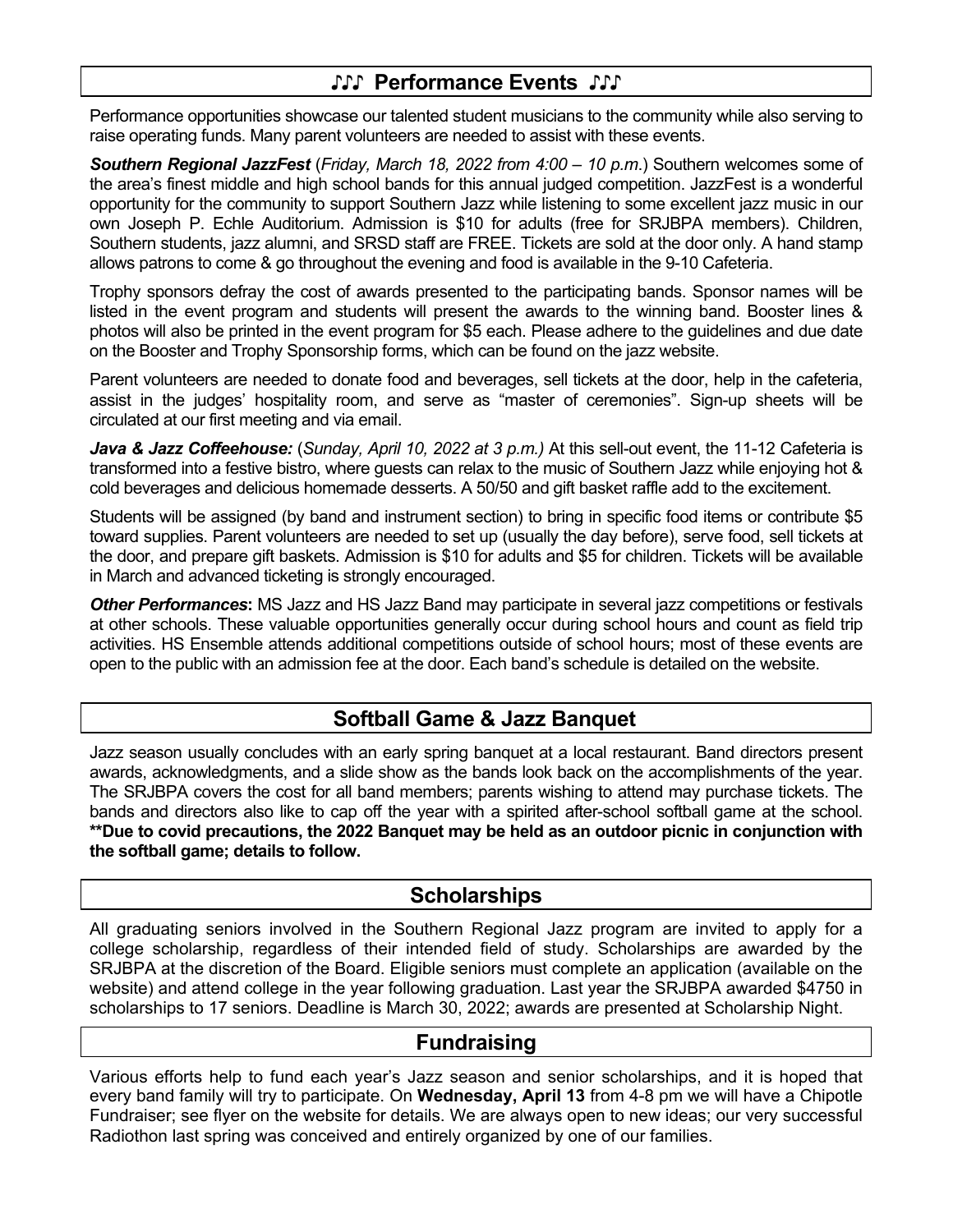## ♪♪♪ Performance Events ♪♪♪

Performance opportunities showcase our talented student musicians to the community while also serving to raise operating funds. Many parent volunteers are needed to assist with these events.

***Southern Regional JazzFest*** (*Friday, March 18, 2022 from 4:00 – 10 p.m.*) Southern welcomes some of the area's finest middle and high school bands for this annual judged competition. JazzFest is a wonderful opportunity for the community to support Southern Jazz while listening to some excellent jazz music in our own Joseph P. Echle Auditorium. Admission is $10 for adults (free for SRJBPA members). Children, Southern students, jazz alumni, and SRSD staff are FREE. Tickets are sold at the door only. A hand stamp allows patrons to come & go throughout the evening and food is available in the 9-10 Cafeteria.

Trophy sponsors defray the cost of awards presented to the participating bands. Sponsor names will be listed in the event program and students will present the awards to the winning band. Booster lines & photos will also be printed in the event program for $5 each. Please adhere to the guidelines and due date on the Booster and Trophy Sponsorship forms, which can be found on the jazz website.

Parent volunteers are needed to donate food and beverages, sell tickets at the door, help in the cafeteria, assist in the judges' hospitality room, and serve as "master of ceremonies". Sign-up sheets will be circulated at our first meeting and via email.

***Java & Jazz Coffeehouse:*** (*Sunday, April 10, 2022 at 3 p.m.)* At this sell-out event, the 11-12 Cafeteria is transformed into a festive bistro, where guests can relax to the music of Southern Jazz while enjoying hot & cold beverages and delicious homemade desserts. A 50/50 and gift basket raffle add to the excitement.

Students will be assigned (by band and instrument section) to bring in specific food items or contribute $5 toward supplies. Parent volunteers are needed to set up (usually the day before), serve food, sell tickets at the door, and prepare gift baskets. Admission is $10 for adults and $5 for children. Tickets will be available in March and advanced ticketing is strongly encouraged.

***Other Performances*:** MS Jazz and HS Jazz Band may participate in several jazz competitions or festivals at other schools. These valuable opportunities generally occur during school hours and count as field trip activities. HS Ensemble attends additional competitions outside of school hours; most of these events are open to the public with an admission fee at the door. Each band's schedule is detailed on the website.

## Softball Game & Jazz Banquet

Jazz season usually concludes with an early spring banquet at a local restaurant. Band directors present awards, acknowledgments, and a slide show as the bands look back on the accomplishments of the year. The SRJBPA covers the cost for all band members; parents wishing to attend may purchase tickets. The bands and directors also like to cap off the year with a spirited after-school softball game at the school. **\*\*Due to covid precautions, the 2022 Banquet may be held as an outdoor picnic in conjunction with the softball game; details to follow.**

## Scholarships

All graduating seniors involved in the Southern Regional Jazz program are invited to apply for a college scholarship, regardless of their intended field of study. Scholarships are awarded by the SRJBPA at the discretion of the Board. Eligible seniors must complete an application (available on the website) and attend college in the year following graduation. Last year the SRJBPA awarded $4750 in scholarships to 17 seniors. Deadline is March 30, 2022; awards are presented at Scholarship Night.

## Fundraising

Various efforts help to fund each year's Jazz season and senior scholarships, and it is hoped that every band family will try to participate. On **Wednesday, April 13** from 4-8 pm we will have a Chipotle Fundraiser; see flyer on the website for details. We are always open to new ideas; our very successful Radiothon last spring was conceived and entirely organized by one of our families.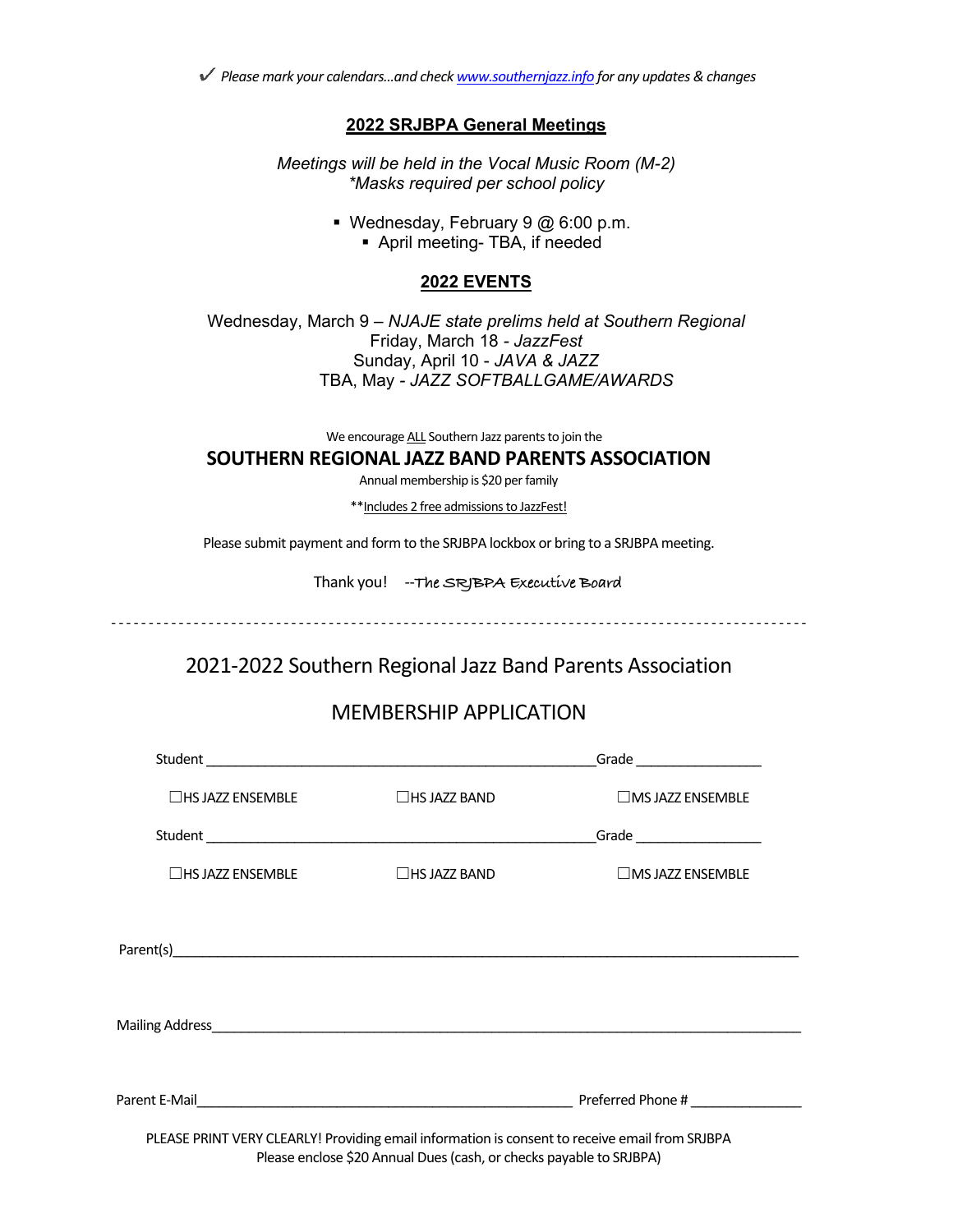✓ *Please mark your calendars…and check [www.southernjazz.info](http://www.southernjazz.info) for any updates & changes*

## 2022 SRJBPA General Meetings

*Meetings will be held in the Vocal Music Room (M-2)*
*\*Masks required per school policy*

- Wednesday, February 9 @ 6:00 p.m.
- April meeting- TBA, if needed

## 2022 EVENTS

Wednesday, March 9 – *NJAJE state prelims held at Southern Regional*
Friday, March 18 - *JazzFest*
Sunday, April 10 - *JAVA & JAZZ*
TBA, May - *JAZZ SOFTBALLGAME/AWARDS*

We encourage <u>ALL</u> Southern Jazz parents to join the

**SOUTHERN REGIONAL JAZZ BAND PARENTS ASSOCIATION**

Annual membership is $20 per family

**<u>Includes 2 free admissions to JazzFest!</u>

Please submit payment and form to the SRJBPA lockbox or bring to a SRJBPA meeting.

Thank you! --*The SRJBPA Executive Board*

---

## 2021-2022 Southern Regional Jazz Band Parents Association

## MEMBERSHIP APPLICATION

Student ______________________________________________Grade ______________

☐HS JAZZ ENSEMBLE ☐HS JAZZ BAND ☐MS JAZZ ENSEMBLE

Student ______________________________________________Grade ______________

☐HS JAZZ ENSEMBLE ☐HS JAZZ BAND ☐MS JAZZ ENSEMBLE

Parent(s)____________________________________________________________________________

Mailing Address______________________________________________________________________

Parent E-Mail_______________________________________________ Preferred Phone # _____________

PLEASE PRINT VERY CLEARLY! Providing email information is consent to receive email from SRJBPA
Please enclose $20 Annual Dues (cash, or checks payable to SRJBPA)